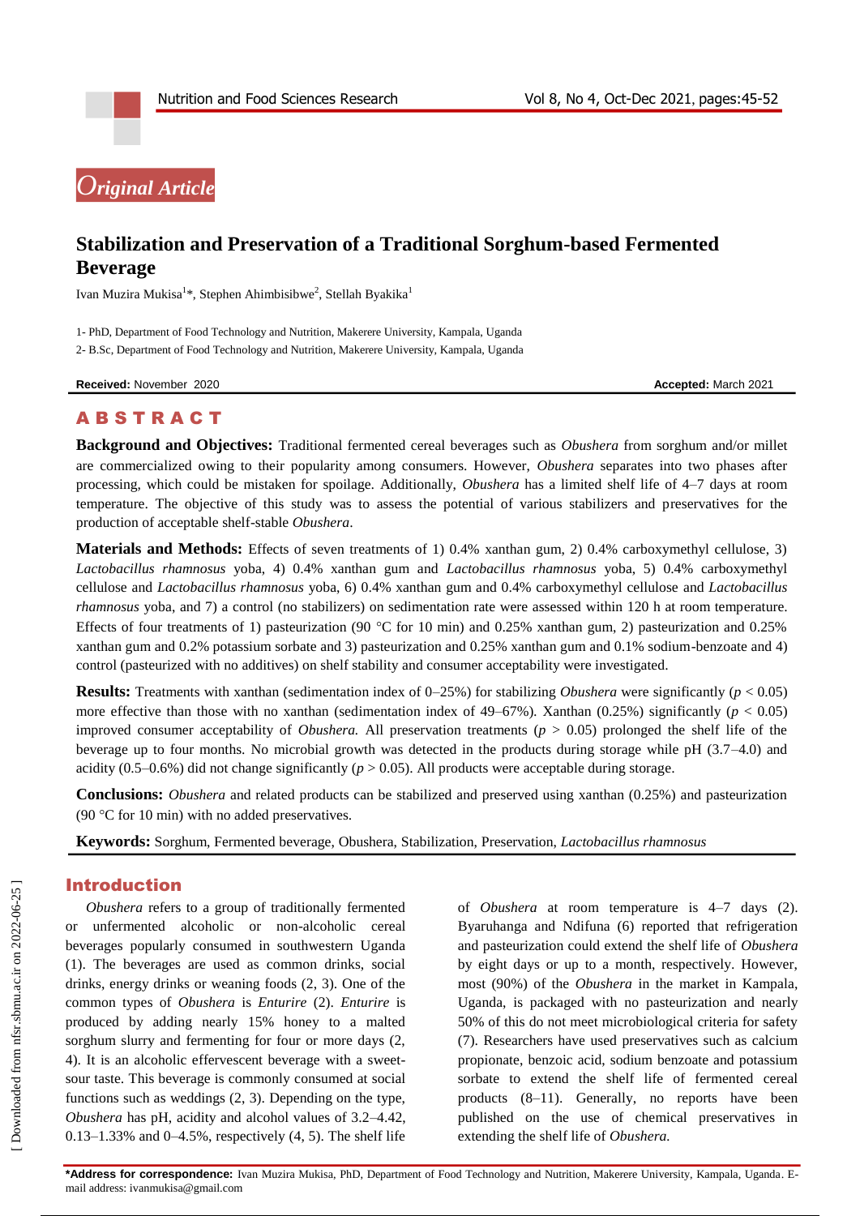Original Article

# Stabilization and Preservation of a Traditional Sorghum-based Fermented Beverage

Ivan Muzira Mukisa[1]*, Stephen Ahimbisibwe[2], Stellah Byakika[1]

1- PhD, Department of Food Technology and Nutrition, Makerere University, Kampala, Uganda

2- B.Sc, Department of Food Technology and Nutrition, Makerere University, Kampala, Uganda

**Received:** November 2020 **Accepted:** March 2021

## ABSTRACT

**Background and Objectives:** Traditional fermented cereal beverages such as *Obushera* from sorghum and/or millet are commercialized owing to their popularity among consumers. However, *Obushera* separates into two phases after processing, which could be mistaken for spoilage. Additionally, *Obushera* has a limited shelf life of 4–7 days at room temperature. The objective of this study was to assess the potential of various stabilizers and preservatives for the production of acceptable shelf-stable *Obushera*.

**Materials and Methods:** Effects of seven treatments of 1) 0.4% xanthan gum, 2) 0.4% carboxymethyl cellulose, 3) *Lactobacillus rhamnosus* yoba, 4) 0.4% xanthan gum and *Lactobacillus rhamnosus* yoba, 5) 0.4% carboxymethyl cellulose and *Lactobacillus rhamnosus* yoba, 6) 0.4% xanthan gum and 0.4% carboxymethyl cellulose and *Lactobacillus rhamnosus* yoba, and 7) a control (no stabilizers) on sedimentation rate were assessed within 120 h at room temperature. Effects of four treatments of 1) pasteurization (90 °C for 10 min) and 0.25% xanthan gum, 2) pasteurization and 0.25% xanthan gum and 0.2% potassium sorbate and 3) pasteurization and 0.25% xanthan gum and 0.1% sodium-benzoate and 4) control (pasteurized with no additives) on shelf stability and consumer acceptability were investigated.

**Results:** Treatments with xanthan (sedimentation index of 0–25%) for stabilizing *Obushera* were significantly ($p < 0.05$) more effective than those with no xanthan (sedimentation index of 49–67%). Xanthan (0.25%) significantly ($p < 0.05$) improved consumer acceptability of *Obushera.* All preservation treatments ($p > 0.05$) prolonged the shelf life of the beverage up to four months. No microbial growth was detected in the products during storage while pH (3.7–4.0) and acidity (0.5–0.6%) did not change significantly ($p > 0.05$). All products were acceptable during storage.

**Conclusions:** *Obushera* and related products can be stabilized and preserved using xanthan (0.25%) and pasteurization (90 °C for 10 min) with no added preservatives.

**Keywords:** Sorghum, Fermented beverage, Obushera, Stabilization, Preservation, *Lactobacillus rhamnosus*

## Introduction

*Obushera* refers to a group of traditionally fermented or unfermented alcoholic or non-alcoholic cereal beverages popularly consumed in southwestern Uganda (1). The beverages are used as common drinks, social drinks, energy drinks or weaning foods (2, 3). One of the common types of *Obushera* is *Enturire* (2). *Enturire* is produced by adding nearly 15% honey to a malted sorghum slurry and fermenting for four or more days (2, 4). It is an alcoholic effervescent beverage with a sweet-sour taste. This beverage is commonly consumed at social functions such as weddings (2, 3). Depending on the type, *Obushera* has pH, acidity and alcohol values of 3.2–4.42, 0.13–1.33% and 0–4.5%, respectively (4, 5). The shelf life of *Obushera* at room temperature is 4–7 days (2). Byaruhanga and Ndifuna (6) reported that refrigeration and pasteurization could extend the shelf life of *Obushera* by eight days or up to a month, respectively. However, most (90%) of the *Obushera* in the market in Kampala, Uganda, is packaged with no pasteurization and nearly 50% of this do not meet microbiological criteria for safety (7). Researchers have used preservatives such as calcium propionate, benzoic acid, sodium benzoate and potassium sorbate to extend the shelf life of fermented cereal products (8–11). Generally, no reports have been published on the use of chemical preservatives in extending the shelf life of *Obushera.*

***Address for correspondence:** Ivan Muzira Mukisa, PhD, Department of Food Technology and Nutrition, Makerere University, Kampala, Uganda. E-mail address: ivanmukisa@gmail.com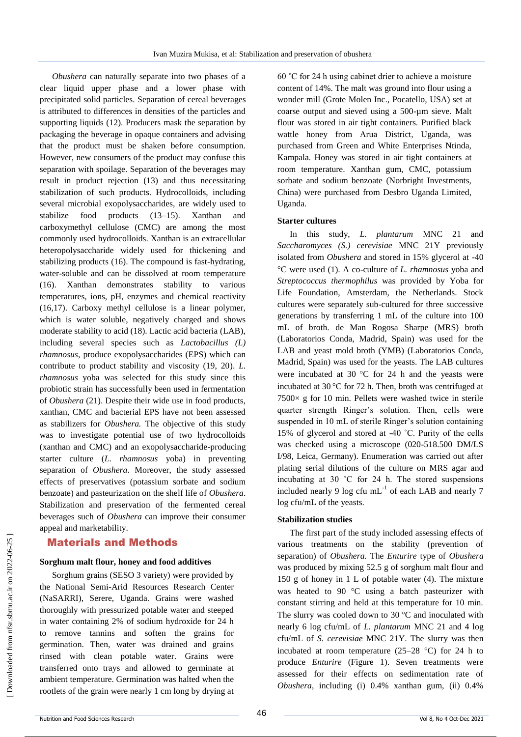*Obushera* can naturally separate into two phases of a clear liquid upper phase and a lower phase with precipitated solid particles. Separation of cereal beverages is attributed to differences in densities of the particles and supporting liquids (12). Producers mask the separation by packaging the beverage in opaque containers and advising that the product must be shaken before consumption. However, new consumers of the product may confuse this separation with spoilage. Separation of the beverages may result in product rejection (13) and thus necessitating stabilization of such products. Hydrocolloids, including several microbial exopolysaccharides, are widely used to stabilize food products (13–15). Xanthan and carboxymethyl cellulose (CMC) are among the most commonly used hydrocolloids. Xanthan is an extracellular heteropolysaccharide widely used for thickening and stabilizing products (16). The compound is fast-hydrating, water-soluble and can be dissolved at room temperature (16). Xanthan demonstrates stability to various temperatures, ions, pH, enzymes and chemical reactivity (16,17). Carboxy methyl cellulose is a linear polymer, which is water soluble, negatively charged and shows moderate stability to acid (18). Lactic acid bacteria (LAB), including several species such as *Lactobacillus (L) rhamnosus*, produce exopolysaccharides (EPS) which can contribute to product stability and viscosity (19, 20). *L. rhamnosus* yoba was selected for this study since this probiotic strain has successfully been used in fermentation of *Obushera* (21). Despite their wide use in food products, xanthan, CMC and bacterial EPS have not been assessed as stabilizers for *Obushera.* The objective of this study was to investigate potential use of two hydrocolloids (xanthan and CMC) and an exopolysaccharide-producing starter culture (*L. rhamnosus* yoba) in preventing separation of *Obushera*. Moreover, the study assessed effects of preservatives (potassium sorbate and sodium benzoate) and pasteurization on the shelf life of *Obushera*. Stabilization and preservation of the fermented cereal beverages such of *Obushera* can improve their consumer appeal and marketability.

## Materials and Methods

### Sorghum malt flour, honey and food additives

Sorghum grains (SESO 3 variety) were provided by the National Semi-Arid Resources Research Center (NaSARRI), Serere, Uganda. Grains were washed thoroughly with pressurized potable water and steeped in water containing 2% of sodium hydroxide for 24 h to remove tannins and soften the grains for germination. Then, water was drained and grains rinsed with clean potable water. Grains were transferred onto trays and allowed to germinate at ambient temperature. Germination was halted when the rootlets of the grain were nearly 1 cm long by drying at 60 ˚C for 24 h using cabinet drier to achieve a moisture content of 14%. The malt was ground into flour using a wonder mill (Grote Molen Inc., Pocatello, USA) set at coarse output and sieved using a 500-μm sieve. Malt flour was stored in air tight containers. Purified black wattle honey from Arua District, Uganda, was purchased from Green and White Enterprises Ntinda, Kampala. Honey was stored in air tight containers at room temperature. Xanthan gum, CMC, potassium sorbate and sodium benzoate (Norbright Investments, China) were purchased from Desbro Uganda Limited, Uganda.

### Starter cultures

In this study, *L. plantarum* MNC 21 and *Saccharomyces (S.) cerevisiae* MNC 21Y previously isolated from *Obushera* and stored in 15% glycerol at -40 °C were used (1). A co-culture of *L. rhamnosus* yoba and *Streptococcus thermophilus* was provided by Yoba for Life Foundation, Amsterdam, the Netherlands. Stock cultures were separately sub-cultured for three successive generations by transferring 1 mL of the culture into 100 mL of broth. de Man Rogosa Sharpe (MRS) broth (Laboratorios Conda, Madrid, Spain) was used for the LAB and yeast mold broth (YMB) (Laboratorios Conda, Madrid, Spain) was used for the yeasts. The LAB cultures were incubated at 30 °C for 24 h and the yeasts were incubated at 30 °C for 72 h. Then, broth was centrifuged at 7500× g for 10 min. Pellets were washed twice in sterile quarter strength Ringer's solution. Then, cells were suspended in 10 mL of sterile Ringer's solution containing 15% of glycerol and stored at -40 ˚C. Purity of the cells was checked using a microscope (020-518.500 DM/LS I/98, Leica, Germany). Enumeration was carried out after plating serial dilutions of the culture on MRS agar and incubating at 30 ˚C for 24 h. The stored suspensions included nearly 9 log cfu $mL^{-1}$ of each LAB and nearly 7 log cfu/mL of the yeasts.

### Stabilization studies

The first part of the study included assessing effects of various treatments on the stability (prevention of separation) of *Obushera.* The *Enturire* type of *Obushera* was produced by mixing 52.5 g of sorghum malt flour and 150 g of honey in 1 L of potable water (4). The mixture was heated to 90 °C using a batch pasteurizer with constant stirring and held at this temperature for 10 min. The slurry was cooled down to 30 °C and inoculated with nearly 6 log cfu/mL of *L. plantarum* MNC 21 and 4 log cfu/mL of *S. cerevisiae* MNC 21Y. The slurry was then incubated at room temperature (25–28 °C) for 24 h to produce *Enturire* (Figure 1). Seven treatments were assessed for their effects on sedimentation rate of *Obushera*, including (i) 0.4% xanthan gum, (ii) 0.4%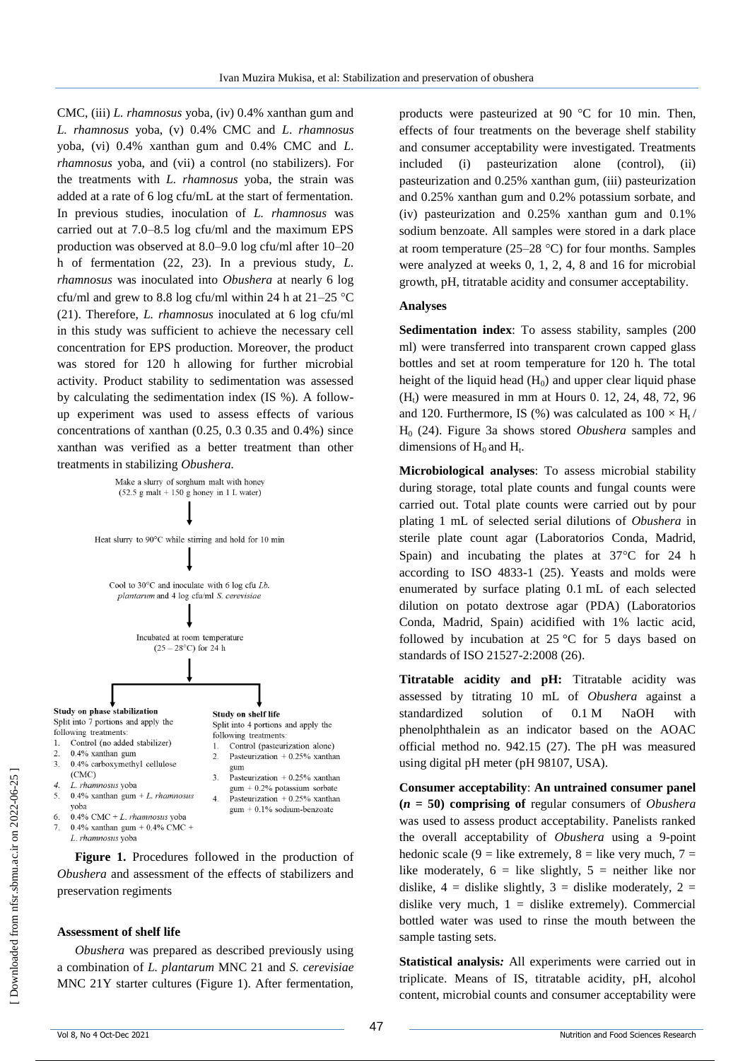CMC, (iii) *L. rhamnosus* yoba, (iv) 0.4% xanthan gum and *L. rhamnosus* yoba, (v) 0.4% CMC and *L. rhamnosus* yoba, (vi) 0.4% xanthan gum and 0.4% CMC and *L. rhamnosus* yoba, and (vii) a control (no stabilizers). For the treatments with *L. rhamnosus* yoba, the strain was added at a rate of 6 log cfu/mL at the start of fermentation. In previous studies, inoculation of *L. rhamnosus* was carried out at 7.0–8.5 log cfu/ml and the maximum EPS production was observed at 8.0–9.0 log cfu/ml after 10–20 h of fermentation (22, 23). In a previous study, *L. rhamnosus* was inoculated into *Obushera* at nearly 6 log cfu/ml and grew to 8.8 log cfu/ml within 24 h at 21–25 °C (21). Therefore, *L. rhamnosus* inoculated at 6 log cfu/ml in this study was sufficient to achieve the necessary cell concentration for EPS production. Moreover, the product was stored for 120 h allowing for further microbial activity. Product stability to sedimentation was assessed by calculating the sedimentation index (IS %). A follow-up experiment was used to assess effects of various concentrations of xanthan (0.25, 0.3 0.35 and 0.4%) since xanthan was verified as a better treatment than other treatments in stabilizing *Obushera.*

Make a slurry of sorghum malt with honey (52.5 g malt + 150 g honey in 1 L water)

↓

Heat slurry to 90°C while stirring and hold for 10 min

↓

Cool to 30°C and inoculate with 6 log cfu *Lb. plantarum* and 4 log cfu/ml *S. cerevisiae*

↓

Incubated at room temperature (25 – 28°C) for 24 h

↓

**Study on phase stabilization**
Split into 7 portions and apply the following treatments:

1. Control (no added stabilizer)
2. 0.4% xanthan gum
3. 0.4% carboxymethyl cellulose (CMC)
4. *L. rhamnosus* yoba
5. 0.4% xanthan gum + *L. rhamnosus* yoba
6. 0.4% CMC + *L. rhamnosus* yoba
7. 0.4% xanthan gum + 0.4% CMC + *L. rhamnosus* yoba

**Study on shelf life**
Split into 4 portions and apply the following treatments:

1. Control (pasteurization alone)
2. Pasteurization + 0.25% xanthan gum
3. Pasteurization + 0.25% xanthan gum + 0.2% potassium sorbate
4. Pasteurization + 0.25% xanthan gum + 0.1% sodium-benzoate

**Figure 1.** Procedures followed in the production of *Obushera* and assessment of the effects of stabilizers and preservation regiments

#### Assessment of shelf life

*Obushera* was prepared as described previously using a combination of *L. plantarum* MNC 21 and *S. cerevisiae* MNC 21Y starter cultures (Figure 1). After fermentation, products were pasteurized at 90 °C for 10 min. Then, effects of four treatments on the beverage shelf stability and consumer acceptability were investigated. Treatments included (i) pasteurization alone (control), (ii) pasteurization and 0.25% xanthan gum, (iii) pasteurization and 0.25% xanthan gum and 0.2% potassium sorbate, and (iv) pasteurization and 0.25% xanthan gum and 0.1% sodium benzoate. All samples were stored in a dark place at room temperature (25–28 °C) for four months. Samples were analyzed at weeks 0, 1, 2, 4, 8 and 16 for microbial growth, pH, titratable acidity and consumer acceptability.

#### Analyses

**Sedimentation index**: To assess stability, samples (200 ml) were transferred into transparent crown capped glass bottles and set at room temperature for 120 h. The total height of the liquid head ($H_0$) and upper clear liquid phase ($H_t$) were measured in mm at Hours 0. 12, 24, 48, 72, 96 and 120. Furthermore, IS (%) was calculated as $100 \times H_t / H_0$ (24). Figure 3a shows stored *Obushera* samples and dimensions of $H_0$ and $H_t$.

**Microbiological analyses**: To assess microbial stability during storage, total plate counts and fungal counts were carried out. Total plate counts were carried out by pour plating 1 mL of selected serial dilutions of *Obushera* in sterile plate count agar (Laboratorios Conda, Madrid, Spain) and incubating the plates at 37°C for 24 h according to ISO 4833-1 (25). Yeasts and molds were enumerated by surface plating 0.1 mL of each selected dilution on potato dextrose agar (PDA) (Laboratorios Conda, Madrid, Spain) acidified with 1% lactic acid, followed by incubation at 25 °C for 5 days based on standards of ISO 21527-2:2008 (26).

**Titratable acidity and pH:** Titratable acidity was assessed by titrating 10 mL of *Obushera* against a standardized solution of 0.1 M NaOH with phenolphthalein as an indicator based on the AOAC official method no. 942.15 (27). The pH was measured using digital pH meter (pH 98107, USA).

**Consumer acceptability**: **An untrained consumer panel (*n* = 50) comprising of** regular consumers of *Obushera* was used to assess product acceptability. Panelists ranked the overall acceptability of *Obushera* using a 9-point hedonic scale (9 = like extremely, 8 = like very much, 7 = like moderately, 6 = like slightly, 5 = neither like nor dislike, 4 = dislike slightly, 3 = dislike moderately, 2 = dislike very much, 1 = dislike extremely). Commercial bottled water was used to rinse the mouth between the sample tasting sets.

**Statistical analysis*:*** All experiments were carried out in triplicate. Means of IS, titratable acidity, pH, alcohol content, microbial counts and consumer acceptability were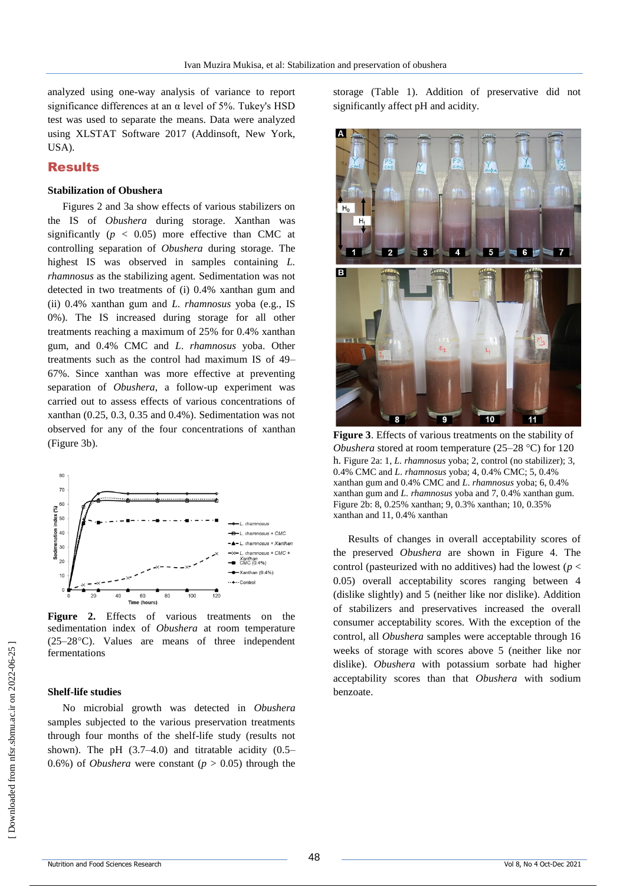analyzed using one-way analysis of variance to report significance differences at an α level of 5%. Tukey's HSD test was used to separate the means. Data were analyzed using XLSTAT Software 2017 (Addinsoft, New York, USA).

## Results

### Stabilization of Obushera

Figures 2 and 3a show effects of various stabilizers on the IS of *Obushera* during storage. Xanthan was significantly ($p < 0.05$) more effective than CMC at controlling separation of *Obushera* during storage. The highest IS was observed in samples containing *L. rhamnosus* as the stabilizing agent. Sedimentation was not detected in two treatments of (i) 0.4% xanthan gum and (ii) 0.4% xanthan gum and *L. rhamnosus* yoba (e.g., IS 0%). The IS increased during storage for all other treatments reaching a maximum of 25% for 0.4% xanthan gum, and 0.4% CMC and *L. rhamnosus* yoba. Other treatments such as the control had maximum IS of 49–67%. Since xanthan was more effective at preventing separation of *Obushera*, a follow-up experiment was carried out to assess effects of various concentrations of xanthan (0.25, 0.3, 0.35 and 0.4%). Sedimentation was not observed for any of the four concentrations of xanthan (Figure 3b).

**Figure 2.** Effects of various treatments on the sedimentation index of *Obushera* at room temperature (25–28°C). Values are means of three independent fermentations

### Shelf-life studies

No microbial growth was detected in *Obushera* samples subjected to the various preservation treatments through four months of the shelf-life study (results not shown). The pH (3.7–4.0) and titratable acidity (0.5–0.6%) of *Obushera* were constant ($p > 0.05$) through the storage (Table 1). Addition of preservative did not significantly affect pH and acidity.

**Figure 3**. Effects of various treatments on the stability of *Obushera* stored at room temperature (25–28 °C) for 120 h. Figure 2a: 1, *L. rhamnosus* yoba; 2, control (no stabilizer); 3, 0.4% CMC and *L. rhamnosus* yoba; 4, 0.4% CMC; 5, 0.4% xanthan gum and 0.4% CMC and *L. rhamnosus* yoba; 6, 0.4% xanthan gum and *L. rhamnosus* yoba and 7, 0.4% xanthan gum. Figure 2b: 8, 0.25% xanthan; 9, 0.3% xanthan; 10, 0.35% xanthan and 11, 0.4% xanthan

Results of changes in overall acceptability scores of the preserved *Obushera* are shown in Figure 4. The control (pasteurized with no additives) had the lowest ($p < 0.05$) overall acceptability scores ranging between 4 (dislike slightly) and 5 (neither like nor dislike). Addition of stabilizers and preservatives increased the overall consumer acceptability scores. With the exception of the control, all *Obushera* samples were acceptable through 16 weeks of storage with scores above 5 (neither like nor dislike). *Obushera* with potassium sorbate had higher acceptability scores than that *Obushera* with sodium benzoate.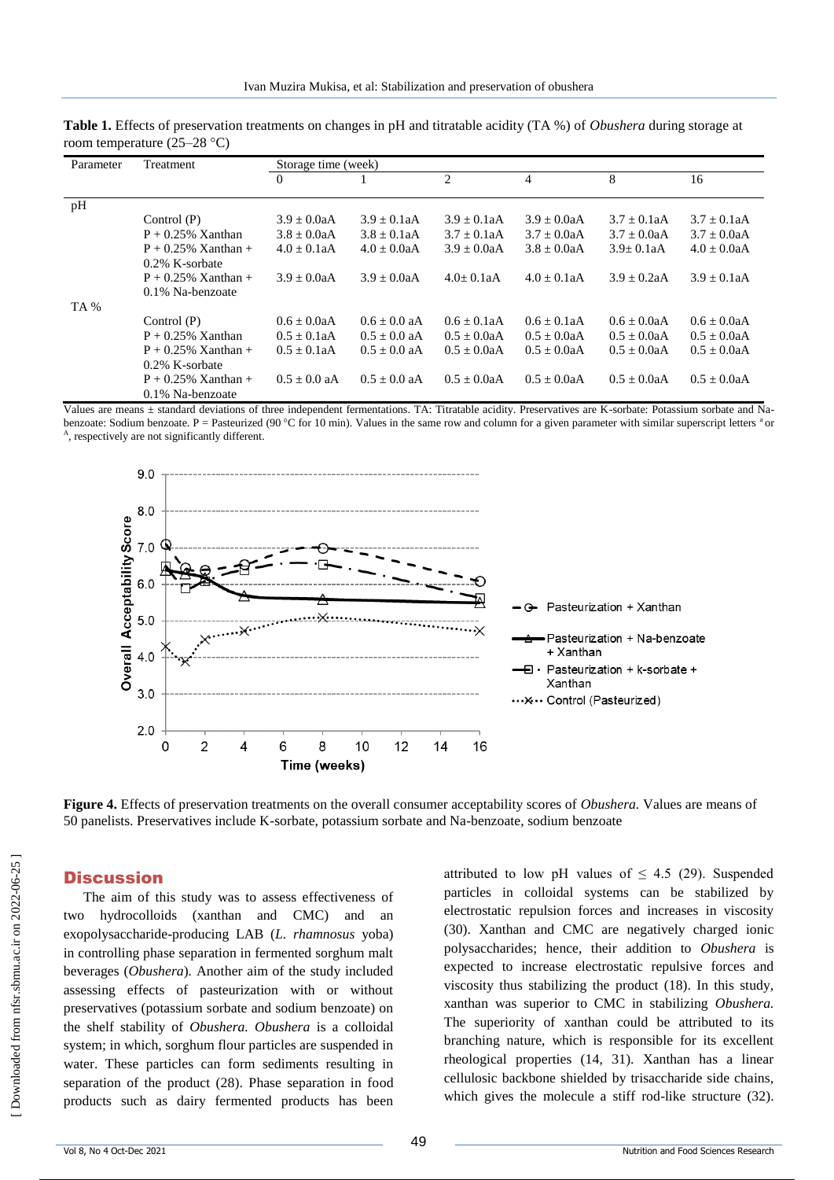**Table 1.** Effects of preservation treatments on changes in pH and titratable acidity (TA %) of *Obushera* during storage at room temperature (25–28 °C)

| Parameter | Treatment | Storage time (week) | | | | | |
|---|---|---|---|---|---|---|---|
| | | 0 | 1 | 2 | 4 | 8 | 16 |
| pH | | | | | | | |
| | Control (P) | 3.9 ± 0.0aA | 3.9 ± 0.1aA | 3.9 ± 0.1aA | 3.9 ± 0.0aA | 3.7 ± 0.1aA | 3.7 ± 0.1aA |
| | P + 0.25% Xanthan | 3.8 ± 0.0aA | 3.8 ± 0.1aA | 3.7 ± 0.1aA | 3.7 ± 0.0aA | 3.7 ± 0.0aA | 3.7 ± 0.0aA |
| | P + 0.25% Xanthan + 0.2% K-sorbate | 4.0 ± 0.1aA | 4.0 ± 0.0aA | 3.9 ± 0.0aA | 3.8 ± 0.0aA | 3.9± 0.1aA | 4.0 ± 0.0aA |
| | P + 0.25% Xanthan + 0.1% Na-benzoate | 3.9 ± 0.0aA | 3.9 ± 0.0aA | 4.0± 0.1aA | 4.0 ± 0.1aA | 3.9 ± 0.2aA | 3.9 ± 0.1aA |
| TA % | | | | | | | |
| | Control (P) | 0.6 ± 0.0aA | 0.6 ± 0.0 aA | 0.6 ± 0.1aA | 0.6 ± 0.1aA | 0.6 ± 0.0aA | 0.6 ± 0.0aA |
| | P + 0.25% Xanthan | 0.5 ± 0.1aA | 0.5 ± 0.0 aA | 0.5 ± 0.0aA | 0.5 ± 0.0aA | 0.5 ± 0.0aA | 0.5 ± 0.0aA |
| | P + 0.25% Xanthan + 0.2% K-sorbate | 0.5 ± 0.1aA | 0.5 ± 0.0 aA | 0.5 ± 0.0aA | 0.5 ± 0.0aA | 0.5 ± 0.0aA | 0.5 ± 0.0aA |
| | P + 0.25% Xanthan + 0.1% Na-benzoate | 0.5 ± 0.0 aA | 0.5 ± 0.0 aA | 0.5 ± 0.0aA | 0.5 ± 0.0aA | 0.5 ± 0.0aA | 0.5 ± 0.0aA |

Values are means ± standard deviations of three independent fermentations. TA: Titratable acidity. Preservatives are K-sorbate: Potassium sorbate and Na-benzoate: Sodium benzoate. P = Pasteurized (90 °C for 10 min). Values in the same row and column for a given parameter with similar superscript letters [a] or [A], respectively are not significantly different.

**Figure 4.** Effects of preservation treatments on the overall consumer acceptability scores of *Obushera.* Values are means of 50 panelists. Preservatives include K-sorbate, potassium sorbate and Na-benzoate, sodium benzoate

## Discussion

The aim of this study was to assess effectiveness of two hydrocolloids (xanthan and CMC) and an exopolysaccharide-producing LAB (*L. rhamnosus* yoba) in controlling phase separation in fermented sorghum malt beverages (*Obushera*)*.* Another aim of the study included assessing effects of pasteurization with or without preservatives (potassium sorbate and sodium benzoate) on the shelf stability of *Obushera. Obushera* is a colloidal system; in which, sorghum flour particles are suspended in water. These particles can form sediments resulting in separation of the product (28). Phase separation in food products such as dairy fermented products has been attributed to low pH values of ≤ 4.5 (29). Suspended particles in colloidal systems can be stabilized by electrostatic repulsion forces and increases in viscosity (30). Xanthan and CMC are negatively charged ionic polysaccharides; hence, their addition to *Obushera* is expected to increase electrostatic repulsive forces and viscosity thus stabilizing the product (18). In this study, xanthan was superior to CMC in stabilizing *Obushera.* The superiority of xanthan could be attributed to its branching nature, which is responsible for its excellent rheological properties (14, 31). Xanthan has a linear cellulosic backbone shielded by trisaccharide side chains, which gives the molecule a stiff rod-like structure (32).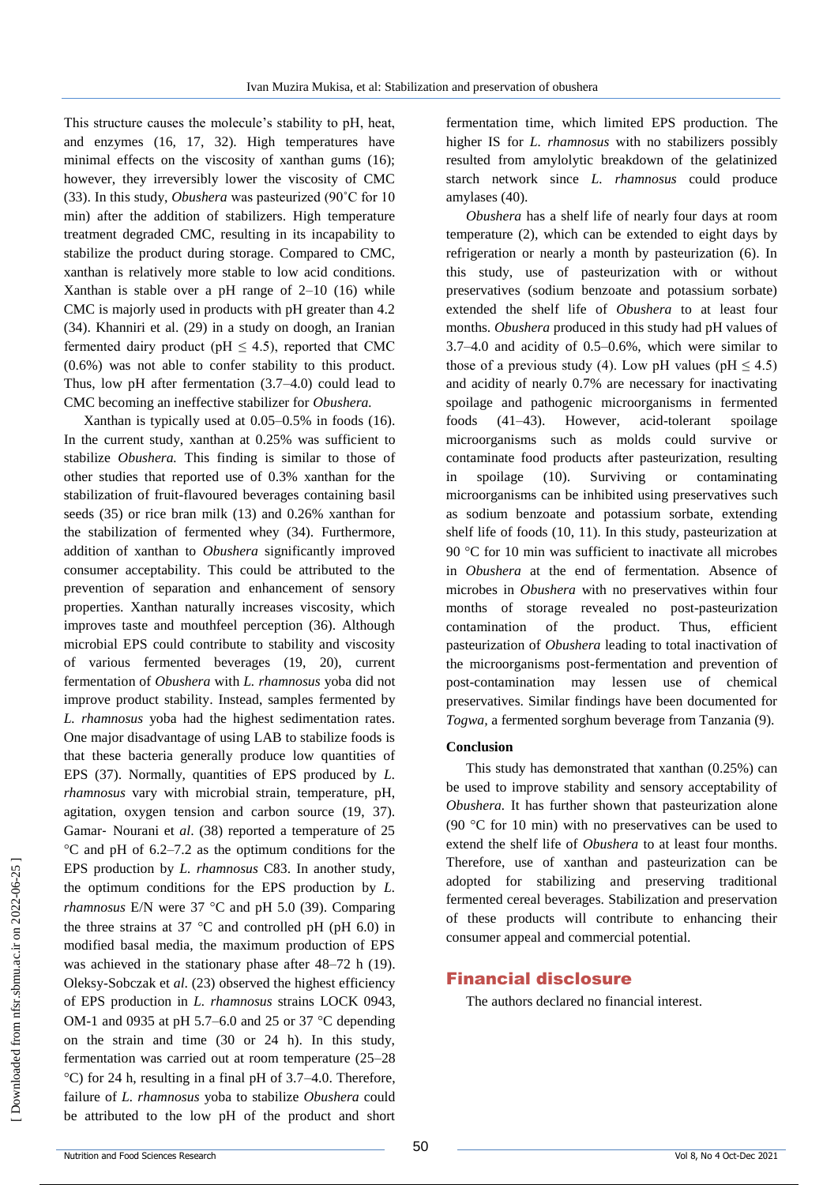This structure causes the molecule's stability to pH, heat, and enzymes (16, 17, 32). High temperatures have minimal effects on the viscosity of xanthan gums (16); however, they irreversibly lower the viscosity of CMC (33). In this study, *Obushera* was pasteurized (90˚C for 10 min) after the addition of stabilizers. High temperature treatment degraded CMC, resulting in its incapability to stabilize the product during storage. Compared to CMC, xanthan is relatively more stable to low acid conditions. Xanthan is stable over a pH range of 2–10 (16) while CMC is majorly used in products with pH greater than 4.2 (34). Khanniri et al. (29) in a study on doogh, an Iranian fermented dairy product (pH ≤ 4.5), reported that CMC (0.6%) was not able to confer stability to this product. Thus, low pH after fermentation (3.7–4.0) could lead to CMC becoming an ineffective stabilizer for *Obushera.*

Xanthan is typically used at 0.05–0.5% in foods (16). In the current study, xanthan at 0.25% was sufficient to stabilize *Obushera.* This finding is similar to those of other studies that reported use of 0.3% xanthan for the stabilization of fruit-flavoured beverages containing basil seeds (35) or rice bran milk (13) and 0.26% xanthan for the stabilization of fermented whey (34). Furthermore, addition of xanthan to *Obushera* significantly improved consumer acceptability. This could be attributed to the prevention of separation and enhancement of sensory properties. Xanthan naturally increases viscosity, which improves taste and mouthfeel perception (36). Although microbial EPS could contribute to stability and viscosity of various fermented beverages (19, 20), current fermentation of *Obushera* with *L. rhamnosus* yoba did not improve product stability. Instead, samples fermented by *L. rhamnosus* yoba had the highest sedimentation rates. One major disadvantage of using LAB to stabilize foods is that these bacteria generally produce low quantities of EPS (37). Normally, quantities of EPS produced by *L. rhamnosus* vary with microbial strain, temperature, pH, agitation, oxygen tension and carbon source (19, 37). Gamar- Nourani et *al*. (38) reported a temperature of 25 °C and pH of 6.2–7.2 as the optimum conditions for the EPS production by *L. rhamnosus* C83. In another study, the optimum conditions for the EPS production by *L. rhamnosus* E/N were 37 °C and pH 5.0 (39). Comparing the three strains at 37 °C and controlled pH (pH 6.0) in modified basal media, the maximum production of EPS was achieved in the stationary phase after 48–72 h (19). Oleksy-Sobczak et *al*. (23) observed the highest efficiency of EPS production in *L. rhamnosus* strains LOCK 0943, OM-1 and 0935 at pH 5.7–6.0 and 25 or 37 °C depending on the strain and time (30 or 24 h). In this study, fermentation was carried out at room temperature (25–28 °C) for 24 h, resulting in a final pH of 3.7–4.0. Therefore, failure of *L. rhamnosus* yoba to stabilize *Obushera* could be attributed to the low pH of the product and short fermentation time, which limited EPS production. The higher IS for *L. rhamnosus* with no stabilizers possibly resulted from amylolytic breakdown of the gelatinized starch network since *L. rhamnosus* could produce amylases (40).

*Obushera* has a shelf life of nearly four days at room temperature (2), which can be extended to eight days by refrigeration or nearly a month by pasteurization (6). In this study, use of pasteurization with or without preservatives (sodium benzoate and potassium sorbate) extended the shelf life of *Obushera* to at least four months. *Obushera* produced in this study had pH values of 3.7–4.0 and acidity of 0.5–0.6%, which were similar to those of a previous study (4). Low pH values (pH ≤ 4.5) and acidity of nearly 0.7% are necessary for inactivating spoilage and pathogenic microorganisms in fermented foods (41–43). However, acid-tolerant spoilage microorganisms such as molds could survive or contaminate food products after pasteurization, resulting in spoilage (10). Surviving or contaminating microorganisms can be inhibited using preservatives such as sodium benzoate and potassium sorbate, extending shelf life of foods (10, 11). In this study, pasteurization at 90 °C for 10 min was sufficient to inactivate all microbes in *Obushera* at the end of fermentation. Absence of microbes in *Obushera* with no preservatives within four months of storage revealed no post-pasteurization contamination of the product. Thus, efficient pasteurization of *Obushera* leading to total inactivation of the microorganisms post-fermentation and prevention of post-contamination may lessen use of chemical preservatives. Similar findings have been documented for *Togwa*, a fermented sorghum beverage from Tanzania (9).

### Conclusion

This study has demonstrated that xanthan (0.25%) can be used to improve stability and sensory acceptability of *Obushera.* It has further shown that pasteurization alone (90 °C for 10 min) with no preservatives can be used to extend the shelf life of *Obushera* to at least four months. Therefore, use of xanthan and pasteurization can be adopted for stabilizing and preserving traditional fermented cereal beverages. Stabilization and preservation of these products will contribute to enhancing their consumer appeal and commercial potential.

## Financial disclosure

The authors declared no financial interest.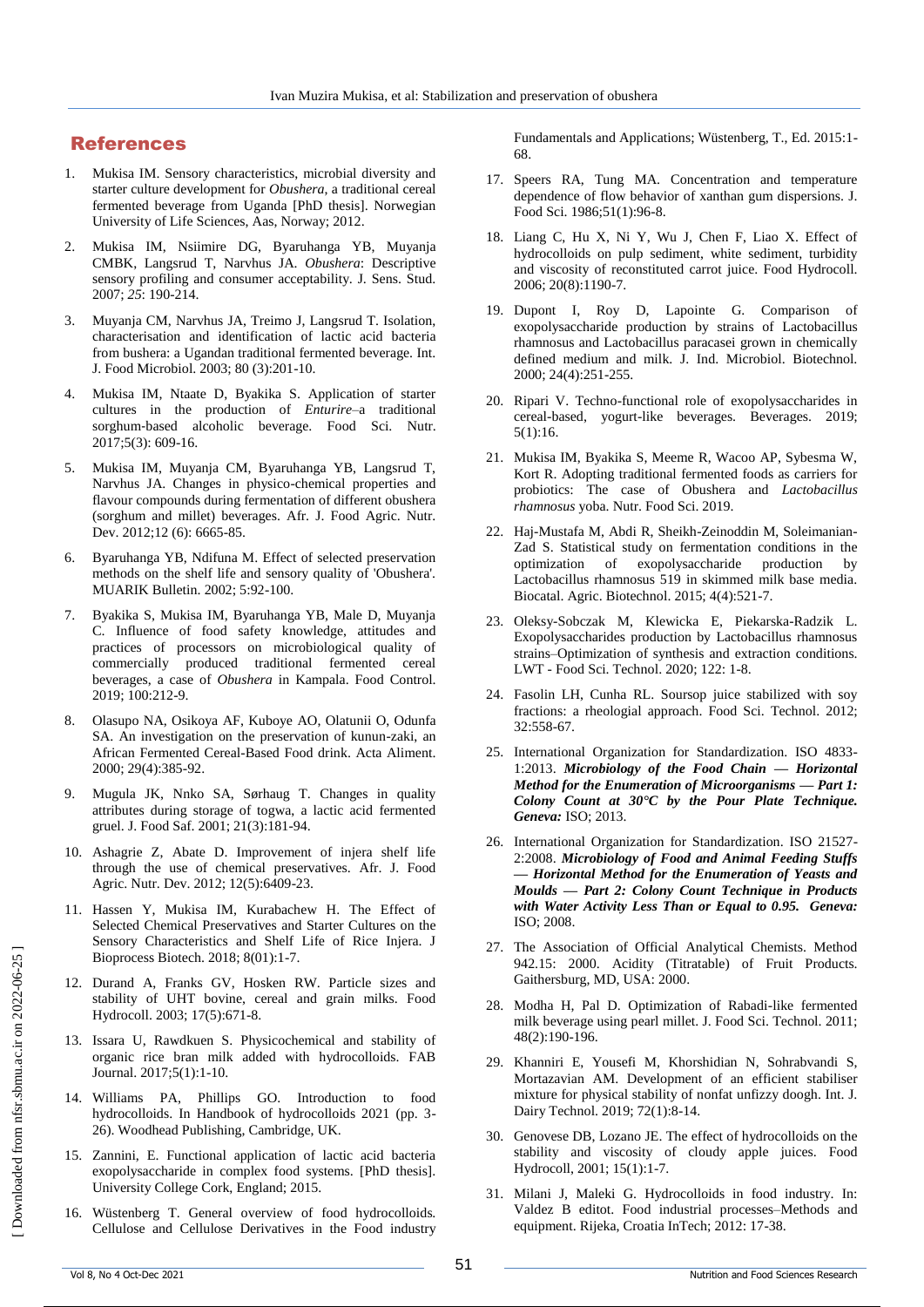## References

1. Mukisa IM. Sensory characteristics, microbial diversity and starter culture development for *Obushera*, a traditional cereal fermented beverage from Uganda [PhD thesis]. Norwegian University of Life Sciences, Aas, Norway; 2012.

2. Mukisa IM, Nsiimire DG, Byaruhanga YB, Muyanja CMBK, Langsrud T, Narvhus JA. *Obushera*: Descriptive sensory profiling and consumer acceptability. J. Sens. Stud. 2007; *25*: 190-214.

3. Muyanja CM, Narvhus JA, Treimo J, Langsrud T. Isolation, characterisation and identification of lactic acid bacteria from bushera: a Ugandan traditional fermented beverage. Int. J. Food Microbiol. 2003; 80 (3):201-10.

4. Mukisa IM, Ntaate D, Byakika S. Application of starter cultures in the production of *Enturire*–a traditional sorghum-based alcoholic beverage. Food Sci. Nutr. 2017;5(3): 609-16.

5. Mukisa IM, Muyanja CM, Byaruhanga YB, Langsrud T, Narvhus JA. Changes in physico-chemical properties and flavour compounds during fermentation of different obushera (sorghum and millet) beverages. Afr. J. Food Agric. Nutr. Dev. 2012;12 (6): 6665-85.

6. Byaruhanga YB, Ndifuna M. Effect of selected preservation methods on the shelf life and sensory quality of 'Obushera'. MUARIK Bulletin. 2002; 5:92-100.

7. Byakika S, Mukisa IM, Byaruhanga YB, Male D, Muyanja C. Influence of food safety knowledge, attitudes and practices of processors on microbiological quality of commercially produced traditional fermented cereal beverages, a case of *Obushera* in Kampala. Food Control. 2019; 100:212-9.

8. Olasupo NA, Osikoya AF, Kuboye AO, Olatunii O, Odunfa SA. An investigation on the preservation of kunun-zaki, an African Fermented Cereal-Based Food drink. Acta Aliment. 2000; 29(4):385-92.

9. Mugula JK, Nnko SA, Sørhaug T. Changes in quality attributes during storage of togwa, a lactic acid fermented gruel. J. Food Saf. 2001; 21(3):181-94.

10. Ashagrie Z, Abate D. Improvement of injera shelf life through the use of chemical preservatives. Afr. J. Food Agric. Nutr. Dev. 2012; 12(5):6409-23.

11. Hassen Y, Mukisa IM, Kurabachew H. The Effect of Selected Chemical Preservatives and Starter Cultures on the Sensory Characteristics and Shelf Life of Rice Injera. J Bioprocess Biotech. 2018; 8(01):1-7.

12. Durand A, Franks GV, Hosken RW. Particle sizes and stability of UHT bovine, cereal and grain milks. Food Hydrocoll. 2003; 17(5):671-8.

13. Issara U, Rawdkuen S. Physicochemical and stability of organic rice bran milk added with hydrocolloids. FAB Journal. 2017;5(1):1-10.

14. Williams PA, Phillips GO. Introduction to food hydrocolloids. In Handbook of hydrocolloids 2021 (pp. 3-26). Woodhead Publishing, Cambridge, UK.

15. Zannini, E. Functional application of lactic acid bacteria exopolysaccharide in complex food systems. [PhD thesis]. University College Cork, England; 2015.

16. Wüstenberg T. General overview of food hydrocolloids. Cellulose and Cellulose Derivatives in the Food industry Fundamentals and Applications; Wüstenberg, T., Ed. 2015:1-68.

17. Speers RA, Tung MA. Concentration and temperature dependence of flow behavior of xanthan gum dispersions. J. Food Sci. 1986;51(1):96-8.

18. Liang C, Hu X, Ni Y, Wu J, Chen F, Liao X. Effect of hydrocolloids on pulp sediment, white sediment, turbidity and viscosity of reconstituted carrot juice. Food Hydrocoll. 2006; 20(8):1190-7.

19. Dupont I, Roy D, Lapointe G. Comparison of exopolysaccharide production by strains of Lactobacillus rhamnosus and Lactobacillus paracasei grown in chemically defined medium and milk. J. Ind. Microbiol. Biotechnol. 2000; 24(4):251-255.

20. Ripari V. Techno-functional role of exopolysaccharides in cereal-based, yogurt-like beverages. Beverages. 2019; 5(1):16.

21. Mukisa IM, Byakika S, Meeme R, Wacoo AP, Sybesma W, Kort R. Adopting traditional fermented foods as carriers for probiotics: The case of Obushera and *Lactobacillus rhamnosus* yoba. Nutr. Food Sci. 2019.

22. Haj-Mustafa M, Abdi R, Sheikh-Zeinoddin M, Soleimanian-Zad S. Statistical study on fermentation conditions in the optimization of exopolysaccharide production by Lactobacillus rhamnosus 519 in skimmed milk base media. Biocatal. Agric. Biotechnol. 2015; 4(4):521-7.

23. Oleksy-Sobczak M, Klewicka E, Piekarska-Radzik L. Exopolysaccharides production by Lactobacillus rhamnosus strains–Optimization of synthesis and extraction conditions. LWT - Food Sci. Technol. 2020; 122: 1-8.

24. Fasolin LH, Cunha RL. Soursop juice stabilized with soy fractions: a rheologial approach. Food Sci. Technol. 2012; 32:558-67.

25. International Organization for Standardization. ISO 4833-1:2013. ***Microbiology of the Food Chain — Horizontal Method for the Enumeration of Microorganisms — Part 1: Colony Count at 30°C by the Pour Plate Technique. Geneva:*** ISO; 2013.

26. International Organization for Standardization. ISO 21527-2:2008. ***Microbiology of Food and Animal Feeding Stuffs — Horizontal Method for the Enumeration of Yeasts and Moulds — Part 2: Colony Count Technique in Products with Water Activity Less Than or Equal to 0.95. Geneva:*** ISO; 2008.

27. The Association of Official Analytical Chemists. Method 942.15: 2000. Acidity (Titratable) of Fruit Products. Gaithersburg, MD, USA: 2000.

28. Modha H, Pal D. Optimization of Rabadi-like fermented milk beverage using pearl millet. J. Food Sci. Technol. 2011; 48(2):190-196.

29. Khanniri E, Yousefi M, Khorshidian N, Sohrabvandi S, Mortazavian AM. Development of an efficient stabiliser mixture for physical stability of nonfat unfizzy doogh. Int. J. Dairy Technol. 2019; 72(1):8-14.

30. Genovese DB, Lozano JE. The effect of hydrocolloids on the stability and viscosity of cloudy apple juices. Food Hydrocoll, 2001; 15(1):1-7.

31. Milani J, Maleki G. Hydrocolloids in food industry. In: Valdez B editot. Food industrial processes–Methods and equipment. Rijeka, Croatia InTech; 2012: 17-38.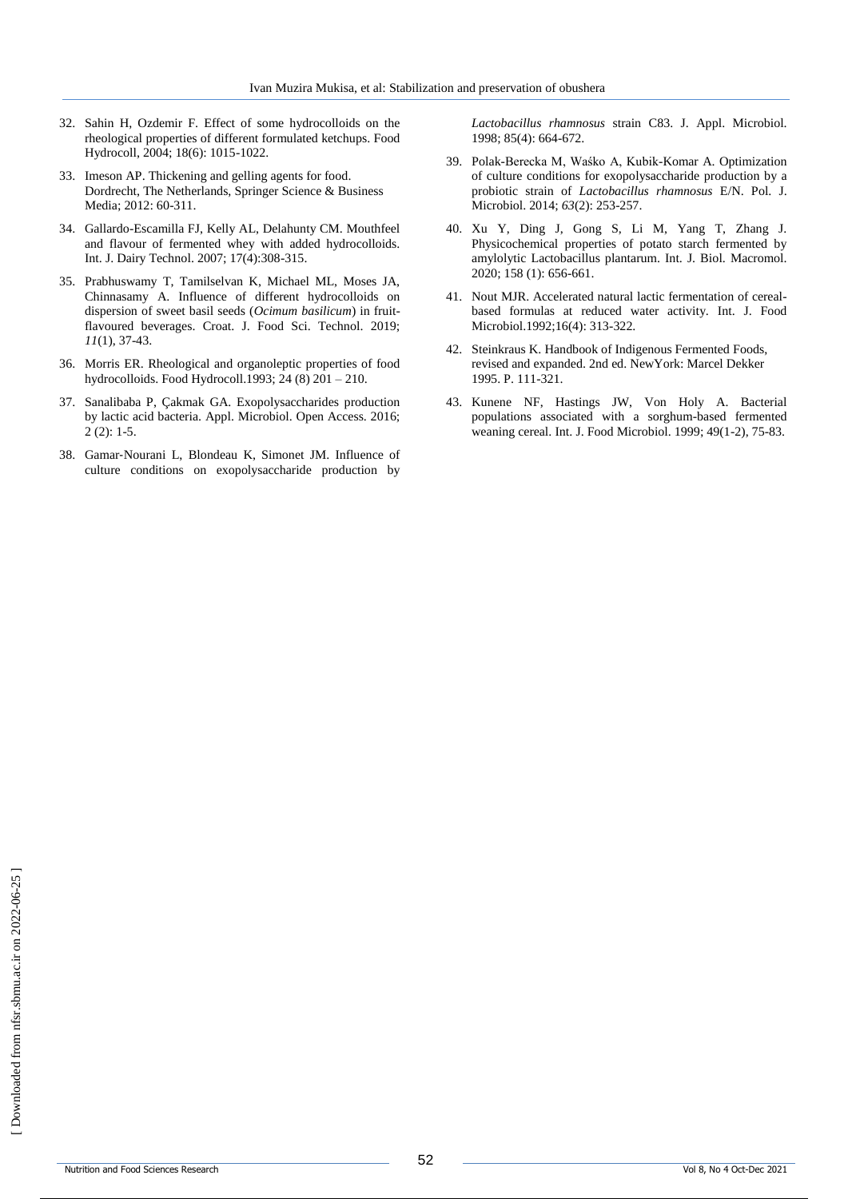32. Sahin H, Ozdemir F. Effect of some hydrocolloids on the rheological properties of different formulated ketchups. Food Hydrocoll, 2004; 18(6): 1015-1022.

33. Imeson AP. Thickening and gelling agents for food. Dordrecht, The Netherlands, Springer Science & Business Media; 2012: 60-311.

34. Gallardo-Escamilla FJ, Kelly AL, Delahunty CM. Mouthfeel and flavour of fermented whey with added hydrocolloids. Int. J. Dairy Technol. 2007; 17(4):308-315.

35. Prabhuswamy T, Tamilselvan K, Michael ML, Moses JA, Chinnasamy A. Influence of different hydrocolloids on dispersion of sweet basil seeds (*Ocimum basilicum*) in fruit-flavoured beverages. Croat. J. Food Sci. Technol. 2019; *11*(1), 37-43.

36. Morris ER. Rheological and organoleptic properties of food hydrocolloids. Food Hydrocoll.1993; 24 (8) 201 – 210.

37. Sanalibaba P, Çakmak GA. Exopolysaccharides production by lactic acid bacteria. Appl. Microbiol. Open Access. 2016; 2 (2): 1-5.

38. Gamar-Nourani L, Blondeau K, Simonet JM. Influence of culture conditions on exopolysaccharide production by *Lactobacillus rhamnosus* strain C83. J. Appl. Microbiol. 1998; 85(4): 664-672.

39. Polak-Berecka M, Waśko A, Kubik-Komar A. Optimization of culture conditions for exopolysaccharide production by a probiotic strain of *Lactobacillus rhamnosus* E/N. Pol. J. Microbiol. 2014; *63*(2): 253-257.

40. Xu Y, Ding J, Gong S, Li M, Yang T, Zhang J. Physicochemical properties of potato starch fermented by amylolytic Lactobacillus plantarum. Int. J. Biol. Macromol. 2020; 158 (1): 656-661.

41. Nout MJR. Accelerated natural lactic fermentation of cereal-based formulas at reduced water activity. Int. J. Food Microbiol.1992;16(4): 313-322.

42. Steinkraus K. Handbook of Indigenous Fermented Foods, revised and expanded. 2nd ed. NewYork: Marcel Dekker 1995. P. 111-321.

43. Kunene NF, Hastings JW, Von Holy A. Bacterial populations associated with a sorghum-based fermented weaning cereal. Int. J. Food Microbiol. 1999; 49(1-2), 75-83.